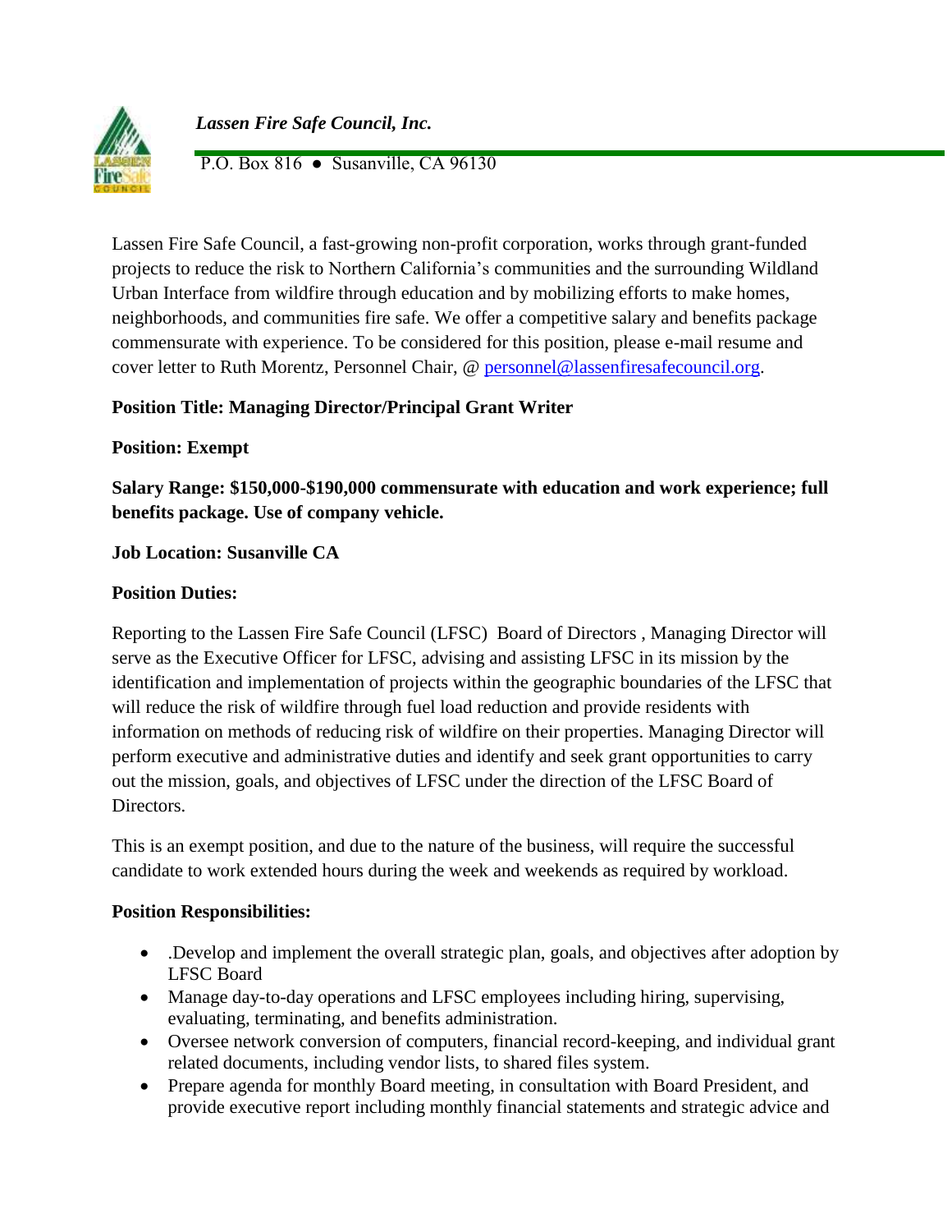*Lassen Fire Safe Council, Inc.*

P.O. Box 816 ● Susanville, CA 96130

Lassen Fire Safe Council, a fast-growing non-profit corporation, works through grant-funded projects to reduce the risk to Northern California's communities and the surrounding Wildland Urban Interface from wildfire through education and by mobilizing efforts to make homes, neighborhoods, and communities fire safe. We offer a competitive salary and benefits package commensurate with experience. To be considered for this position, please e-mail resume and cover letter to Ruth Morentz, Personnel Chair, @ personnel@lassenfiresafecouncil.org.

**Position Title: Managing Director/Principal Grant Writer**

**Position: Exempt**

**Salary Range: $150,000-$190,000 commensurate with education and work experience; full benefits package. Use of company vehicle.**

**Job Location: Susanville CA**

**Position Duties:**

Reporting to the Lassen Fire Safe Council (LFSC) Board of Directors , Managing Director will serve as the Executive Officer for LFSC, advising and assisting LFSC in its mission by the identification and implementation of projects within the geographic boundaries of the LFSC that will reduce the risk of wildfire through fuel load reduction and provide residents with information on methods of reducing risk of wildfire on their properties. Managing Director will perform executive and administrative duties and identify and seek grant opportunities to carry out the mission, goals, and objectives of LFSC under the direction of the LFSC Board of Directors.

This is an exempt position, and due to the nature of the business, will require the successful candidate to work extended hours during the week and weekends as required by workload.

**Position Responsibilities:**

- .Develop and implement the overall strategic plan, goals, and objectives after adoption by LFSC Board
- Manage day-to-day operations and LFSC employees including hiring, supervising, evaluating, terminating, and benefits administration.
- Oversee network conversion of computers, financial record-keeping, and individual grant related documents, including vendor lists, to shared files system.
- Prepare agenda for monthly Board meeting, in consultation with Board President, and provide executive report including monthly financial statements and strategic advice and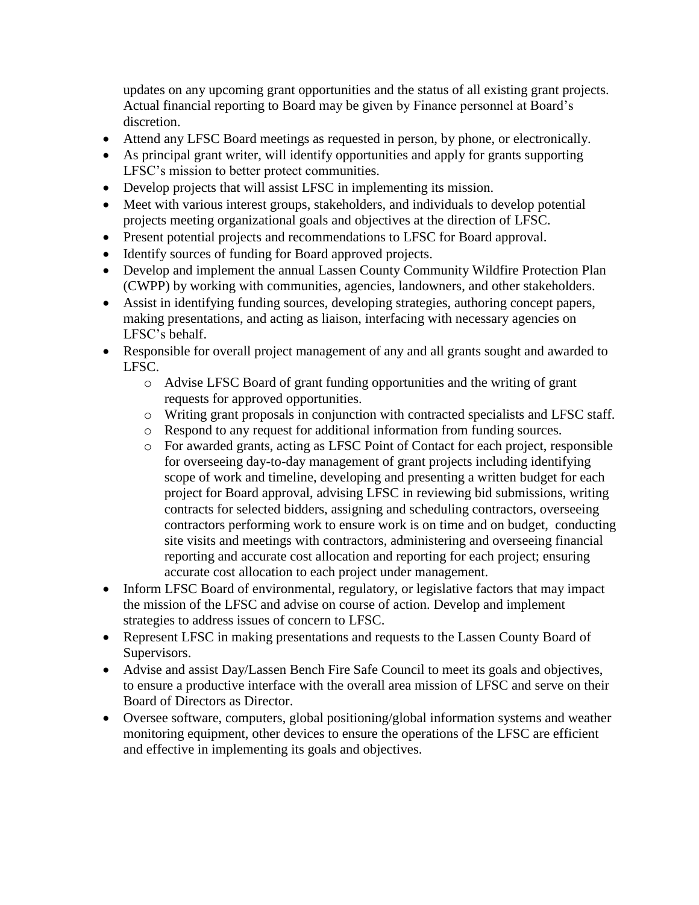updates on any upcoming grant opportunities and the status of all existing grant projects. Actual financial reporting to Board may be given by Finance personnel at Board's discretion.

- Attend any LFSC Board meetings as requested in person, by phone, or electronically.
- As principal grant writer, will identify opportunities and apply for grants supporting LFSC's mission to better protect communities.
- Develop projects that will assist LFSC in implementing its mission.
- Meet with various interest groups, stakeholders, and individuals to develop potential projects meeting organizational goals and objectives at the direction of LFSC.
- Present potential projects and recommendations to LFSC for Board approval.
- Identify sources of funding for Board approved projects.
- Develop and implement the annual Lassen County Community Wildfire Protection Plan (CWPP) by working with communities, agencies, landowners, and other stakeholders.
- Assist in identifying funding sources, developing strategies, authoring concept papers, making presentations, and acting as liaison, interfacing with necessary agencies on LFSC's behalf.
- Responsible for overall project management of any and all grants sought and awarded to LFSC.
  - Advise LFSC Board of grant funding opportunities and the writing of grant requests for approved opportunities.
  - Writing grant proposals in conjunction with contracted specialists and LFSC staff.
  - Respond to any request for additional information from funding sources.
  - For awarded grants, acting as LFSC Point of Contact for each project, responsible for overseeing day-to-day management of grant projects including identifying scope of work and timeline, developing and presenting a written budget for each project for Board approval, advising LFSC in reviewing bid submissions, writing contracts for selected bidders, assigning and scheduling contractors, overseeing contractors performing work to ensure work is on time and on budget, conducting site visits and meetings with contractors, administering and overseeing financial reporting and accurate cost allocation and reporting for each project; ensuring accurate cost allocation to each project under management.
- Inform LFSC Board of environmental, regulatory, or legislative factors that may impact the mission of the LFSC and advise on course of action. Develop and implement strategies to address issues of concern to LFSC.
- Represent LFSC in making presentations and requests to the Lassen County Board of Supervisors.
- Advise and assist Day/Lassen Bench Fire Safe Council to meet its goals and objectives, to ensure a productive interface with the overall area mission of LFSC and serve on their Board of Directors as Director.
- Oversee software, computers, global positioning/global information systems and weather monitoring equipment, other devices to ensure the operations of the LFSC are efficient and effective in implementing its goals and objectives.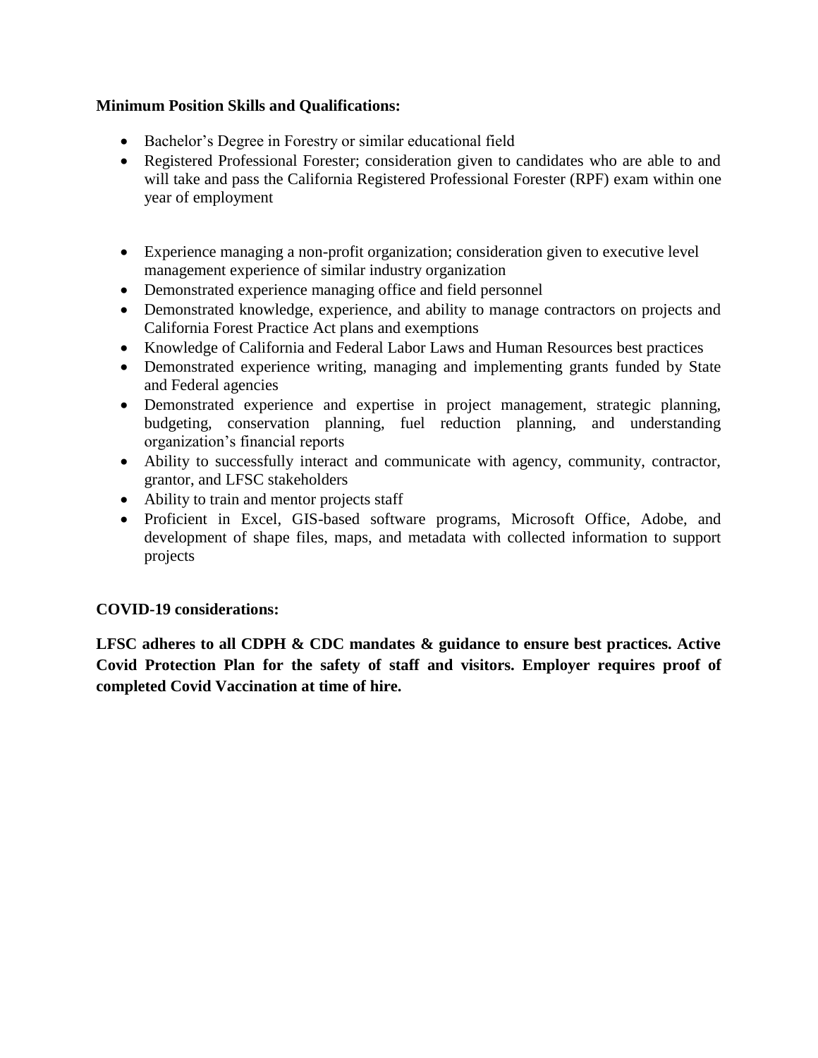**Minimum Position Skills and Qualifications:**

- Bachelor's Degree in Forestry or similar educational field
- Registered Professional Forester; consideration given to candidates who are able to and will take and pass the California Registered Professional Forester (RPF) exam within one year of employment

- Experience managing a non-profit organization; consideration given to executive level management experience of similar industry organization
- Demonstrated experience managing office and field personnel
- Demonstrated knowledge, experience, and ability to manage contractors on projects and California Forest Practice Act plans and exemptions
- Knowledge of California and Federal Labor Laws and Human Resources best practices
- Demonstrated experience writing, managing and implementing grants funded by State and Federal agencies
- Demonstrated experience and expertise in project management, strategic planning, budgeting, conservation planning, fuel reduction planning, and understanding organization's financial reports
- Ability to successfully interact and communicate with agency, community, contractor, grantor, and LFSC stakeholders
- Ability to train and mentor projects staff
- Proficient in Excel, GIS-based software programs, Microsoft Office, Adobe, and development of shape files, maps, and metadata with collected information to support projects

**COVID-19 considerations:**

**LFSC adheres to all CDPH & CDC mandates & guidance to ensure best practices. Active Covid Protection Plan for the safety of staff and visitors. Employer requires proof of completed Covid Vaccination at time of hire.**